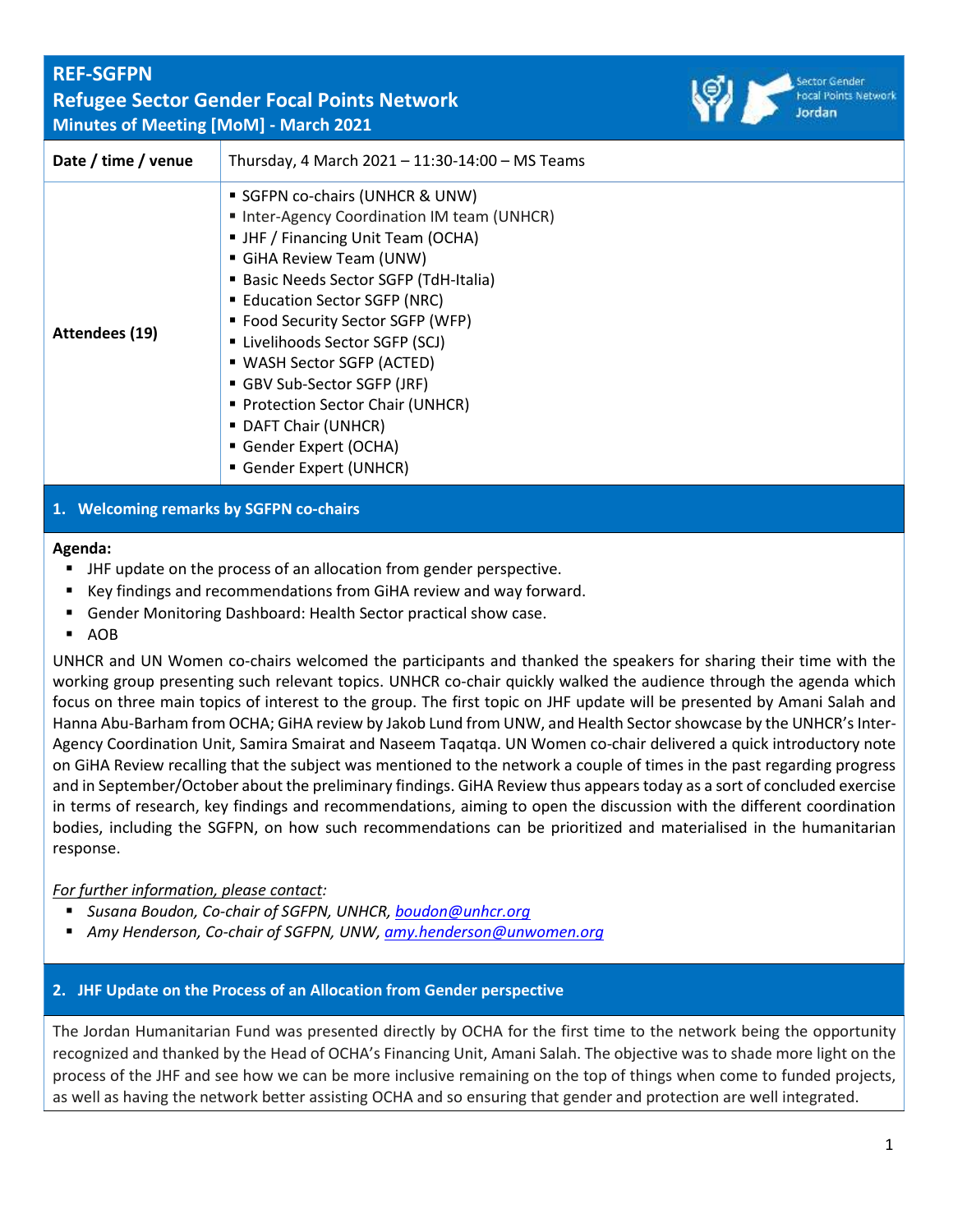# REF-SGFPN
## Refugee Sector Gender Focal Points Network
### Minutes of Meeting [MoM] - March 2021

| **Date / time / venue** | Thursday, 4 March 2021 – 11:30-14:00 – MS Teams |
|---|---|
| **Attendees (19)** | ▪ SGFPN co-chairs (UNHCR & UNW)<br>▪ Inter-Agency Coordination IM team (UNHCR)<br>▪ JHF / Financing Unit Team (OCHA)<br>▪ GiHA Review Team (UNW)<br>▪ Basic Needs Sector SGFP (TdH-Italia)<br>▪ Education Sector SGFP (NRC)<br>▪ Food Security Sector SGFP (WFP)<br>▪ Livelihoods Sector SGFP (SCJ)<br>▪ WASH Sector SGFP (ACTED)<br>▪ GBV Sub-Sector SGFP (JRF)<br>▪ Protection Sector Chair (UNHCR)<br>▪ DAFT Chair (UNHCR)<br>▪ Gender Expert (OCHA)<br>▪ Gender Expert (UNHCR) |

## 1. Welcoming remarks by SGFPN co-chairs

**Agenda:**

- JHF update on the process of an allocation from gender perspective.
- Key findings and recommendations from GiHA review and way forward.
- Gender Monitoring Dashboard: Health Sector practical show case.
- AOB

UNHCR and UN Women co-chairs welcomed the participants and thanked the speakers for sharing their time with the working group presenting such relevant topics. UNHCR co-chair quickly walked the audience through the agenda which focus on three main topics of interest to the group. The first topic on JHF update will be presented by Amani Salah and Hanna Abu-Barham from OCHA; GiHA review by Jakob Lund from UNW, and Health Sector showcase by the UNHCR's Inter-Agency Coordination Unit, Samira Smairat and Naseem Taqatqa. UN Women co-chair delivered a quick introductory note on GiHA Review recalling that the subject was mentioned to the network a couple of times in the past regarding progress and in September/October about the preliminary findings. GiHA Review thus appears today as a sort of concluded exercise in terms of research, key findings and recommendations, aiming to open the discussion with the different coordination bodies, including the SGFPN, on how such recommendations can be prioritized and materialised in the humanitarian response.

*For further information, please contact:*

- *Susana Boudon, Co-chair of SGFPN, UNHCR, boudon@unhcr.org*
- *Amy Henderson, Co-chair of SGFPN, UNW, amy.henderson@unwomen.org*

## 2. JHF Update on the Process of an Allocation from Gender perspective

The Jordan Humanitarian Fund was presented directly by OCHA for the first time to the network being the opportunity recognized and thanked by the Head of OCHA's Financing Unit, Amani Salah. The objective was to shade more light on the process of the JHF and see how we can be more inclusive remaining on the top of things when come to funded projects, as well as having the network better assisting OCHA and so ensuring that gender and protection are well integrated.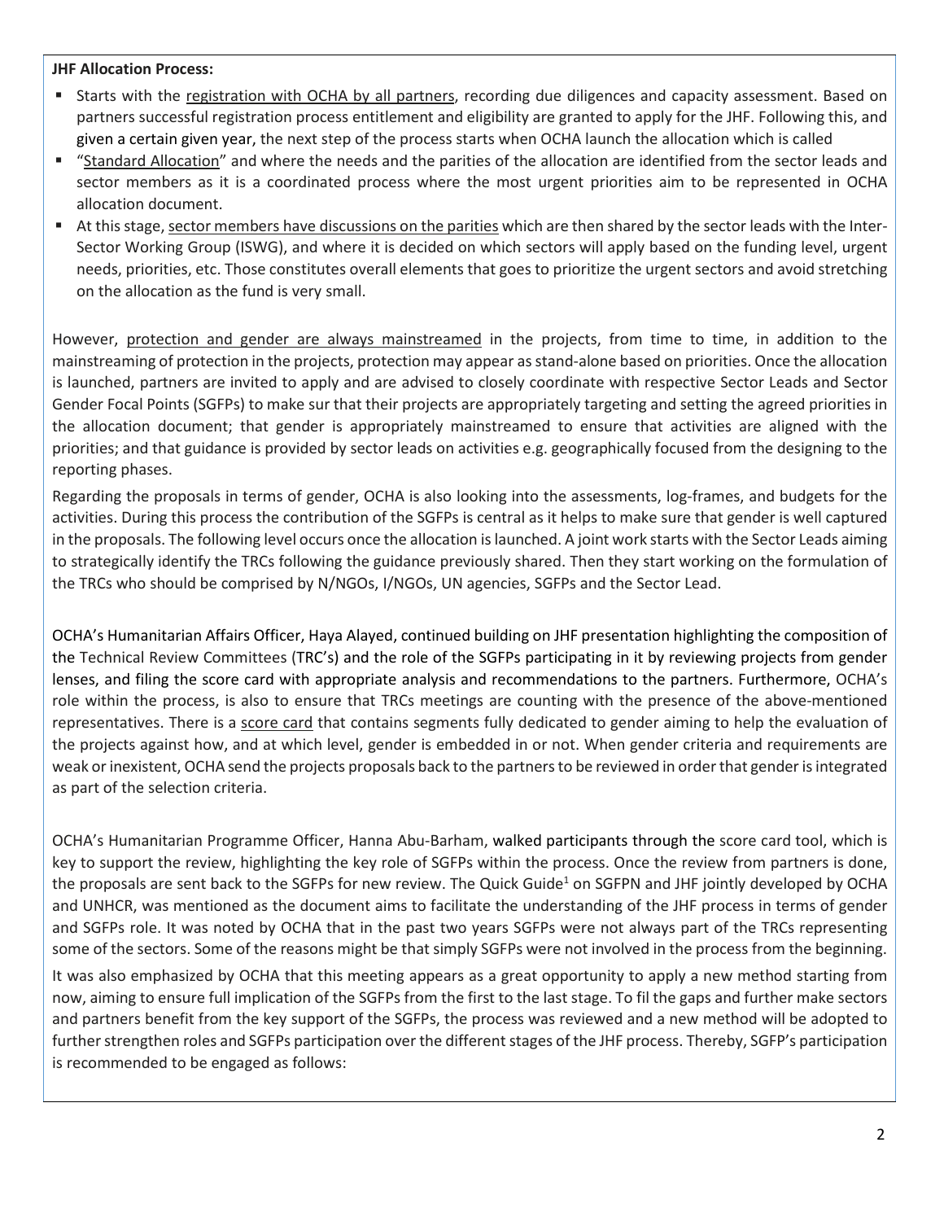**JHF Allocation Process:**

- Starts with the registration with OCHA by all partners, recording due diligences and capacity assessment. Based on partners successful registration process entitlement and eligibility are granted to apply for the JHF. Following this, and given a certain given year, the next step of the process starts when OCHA launch the allocation which is called
- "Standard Allocation" and where the needs and the parities of the allocation are identified from the sector leads and sector members as it is a coordinated process where the most urgent priorities aim to be represented in OCHA allocation document.
- At this stage, sector members have discussions on the parities which are then shared by the sector leads with the Inter-Sector Working Group (ISWG), and where it is decided on which sectors will apply based on the funding level, urgent needs, priorities, etc. Those constitutes overall elements that goes to prioritize the urgent sectors and avoid stretching on the allocation as the fund is very small.

However, protection and gender are always mainstreamed in the projects, from time to time, in addition to the mainstreaming of protection in the projects, protection may appear as stand-alone based on priorities. Once the allocation is launched, partners are invited to apply and are advised to closely coordinate with respective Sector Leads and Sector Gender Focal Points (SGFPs) to make sur that their projects are appropriately targeting and setting the agreed priorities in the allocation document; that gender is appropriately mainstreamed to ensure that activities are aligned with the priorities; and that guidance is provided by sector leads on activities e.g. geographically focused from the designing to the reporting phases.

Regarding the proposals in terms of gender, OCHA is also looking into the assessments, log-frames, and budgets for the activities. During this process the contribution of the SGFPs is central as it helps to make sure that gender is well captured in the proposals. The following level occurs once the allocation is launched. A joint work starts with the Sector Leads aiming to strategically identify the TRCs following the guidance previously shared. Then they start working on the formulation of the TRCs who should be comprised by N/NGOs, I/NGOs, UN agencies, SGFPs and the Sector Lead.

OCHA's Humanitarian Affairs Officer, Haya Alayed, continued building on JHF presentation highlighting the composition of the Technical Review Committees (TRC's) and the role of the SGFPs participating in it by reviewing projects from gender lenses, and filing the score card with appropriate analysis and recommendations to the partners. Furthermore, OCHA's role within the process, is also to ensure that TRCs meetings are counting with the presence of the above-mentioned representatives. There is a score card that contains segments fully dedicated to gender aiming to help the evaluation of the projects against how, and at which level, gender is embedded in or not. When gender criteria and requirements are weak or inexistent, OCHA send the projects proposals back to the partners to be reviewed in order that gender is integrated as part of the selection criteria.

OCHA's Humanitarian Programme Officer, Hanna Abu-Barham, walked participants through the score card tool, which is key to support the review, highlighting the key role of SGFPs within the process. Once the review from partners is done, the proposals are sent back to the SGFPs for new review. The Quick Guide[1] on SGFPN and JHF jointly developed by OCHA and UNHCR, was mentioned as the document aims to facilitate the understanding of the JHF process in terms of gender and SGFPs role. It was noted by OCHA that in the past two years SGFPs were not always part of the TRCs representing some of the sectors. Some of the reasons might be that simply SGFPs were not involved in the process from the beginning.

It was also emphasized by OCHA that this meeting appears as a great opportunity to apply a new method starting from now, aiming to ensure full implication of the SGFPs from the first to the last stage. To fil the gaps and further make sectors and partners benefit from the key support of the SGFPs, the process was reviewed and a new method will be adopted to further strengthen roles and SGFPs participation over the different stages of the JHF process. Thereby, SGFP's participation is recommended to be engaged as follows: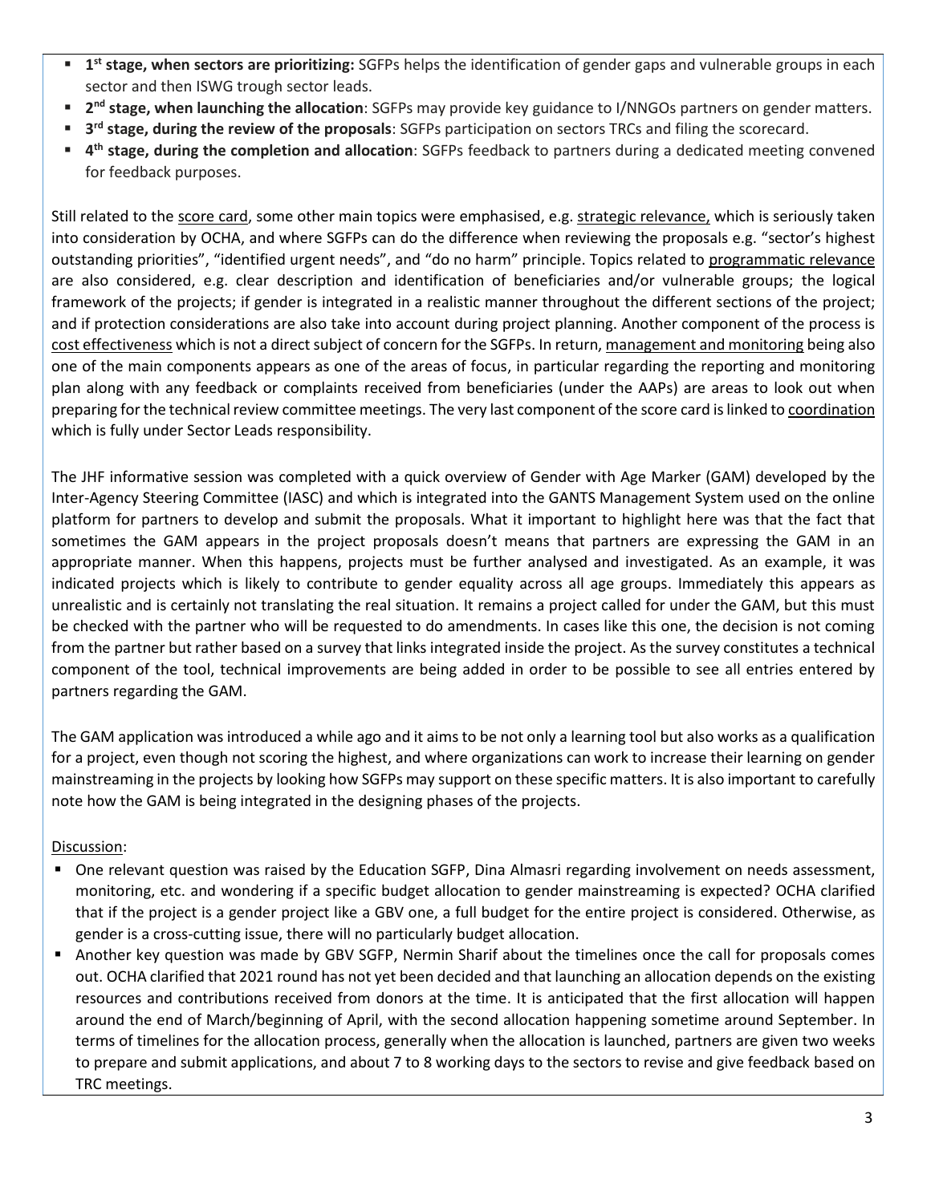- **1st stage, when sectors are prioritizing:** SGFPs helps the identification of gender gaps and vulnerable groups in each sector and then ISWG trough sector leads.
- **2nd stage, when launching the allocation**: SGFPs may provide key guidance to I/NNGOs partners on gender matters.
- **3rd stage, during the review of the proposals**: SGFPs participation on sectors TRCs and filing the scorecard.
- **4th stage, during the completion and allocation**: SGFPs feedback to partners during a dedicated meeting convened for feedback purposes.

Still related to the score card, some other main topics were emphasised, e.g. strategic relevance, which is seriously taken into consideration by OCHA, and where SGFPs can do the difference when reviewing the proposals e.g. "sector's highest outstanding priorities", "identified urgent needs", and "do no harm" principle. Topics related to programmatic relevance are also considered, e.g. clear description and identification of beneficiaries and/or vulnerable groups; the logical framework of the projects; if gender is integrated in a realistic manner throughout the different sections of the project; and if protection considerations are also take into account during project planning. Another component of the process is cost effectiveness which is not a direct subject of concern for the SGFPs. In return, management and monitoring being also one of the main components appears as one of the areas of focus, in particular regarding the reporting and monitoring plan along with any feedback or complaints received from beneficiaries (under the AAPs) are areas to look out when preparing for the technical review committee meetings. The very last component of the score card is linked to coordination which is fully under Sector Leads responsibility.

The JHF informative session was completed with a quick overview of Gender with Age Marker (GAM) developed by the Inter-Agency Steering Committee (IASC) and which is integrated into the GANTS Management System used on the online platform for partners to develop and submit the proposals. What it important to highlight here was that the fact that sometimes the GAM appears in the project proposals doesn't means that partners are expressing the GAM in an appropriate manner. When this happens, projects must be further analysed and investigated. As an example, it was indicated projects which is likely to contribute to gender equality across all age groups. Immediately this appears as unrealistic and is certainly not translating the real situation. It remains a project called for under the GAM, but this must be checked with the partner who will be requested to do amendments. In cases like this one, the decision is not coming from the partner but rather based on a survey that links integrated inside the project. As the survey constitutes a technical component of the tool, technical improvements are being added in order to be possible to see all entries entered by partners regarding the GAM.

The GAM application was introduced a while ago and it aims to be not only a learning tool but also works as a qualification for a project, even though not scoring the highest, and where organizations can work to increase their learning on gender mainstreaming in the projects by looking how SGFPs may support on these specific matters. It is also important to carefully note how the GAM is being integrated in the designing phases of the projects.

Discussion:

- One relevant question was raised by the Education SGFP, Dina Almasri regarding involvement on needs assessment, monitoring, etc. and wondering if a specific budget allocation to gender mainstreaming is expected? OCHA clarified that if the project is a gender project like a GBV one, a full budget for the entire project is considered. Otherwise, as gender is a cross-cutting issue, there will no particularly budget allocation.
- Another key question was made by GBV SGFP, Nermin Sharif about the timelines once the call for proposals comes out. OCHA clarified that 2021 round has not yet been decided and that launching an allocation depends on the existing resources and contributions received from donors at the time. It is anticipated that the first allocation will happen around the end of March/beginning of April, with the second allocation happening sometime around September. In terms of timelines for the allocation process, generally when the allocation is launched, partners are given two weeks to prepare and submit applications, and about 7 to 8 working days to the sectors to revise and give feedback based on TRC meetings.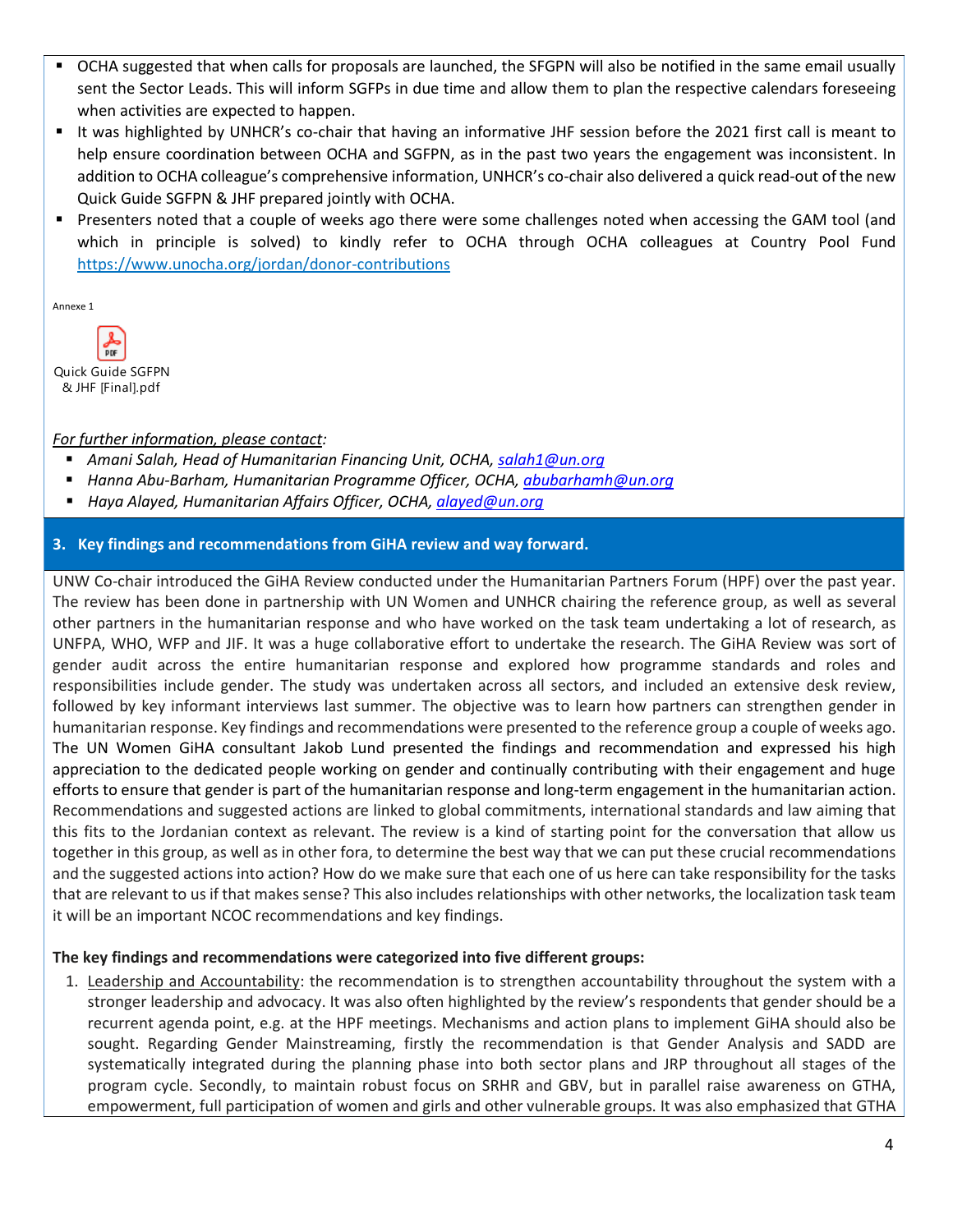- OCHA suggested that when calls for proposals are launched, the SFGPN will also be notified in the same email usually sent the Sector Leads. This will inform SGFPs in due time and allow them to plan the respective calendars foreseeing when activities are expected to happen.
- It was highlighted by UNHCR's co-chair that having an informative JHF session before the 2021 first call is meant to help ensure coordination between OCHA and SGFPN, as in the past two years the engagement was inconsistent. In addition to OCHA colleague's comprehensive information, UNHCR's co-chair also delivered a quick read-out of the new Quick Guide SGFPN & JHF prepared jointly with OCHA.
- Presenters noted that a couple of weeks ago there were some challenges noted when accessing the GAM tool (and which in principle is solved) to kindly refer to OCHA through OCHA colleagues at Country Pool Fund https://www.unocha.org/jordan/donor-contributions

Annexe 1

Quick Guide SGFPN & JHF [Final].pdf

*For further information, please contact:*

- *Amani Salah, Head of Humanitarian Financing Unit, OCHA, salah1@un.org*
- *Hanna Abu-Barham, Humanitarian Programme Officer, OCHA, abubarhamh@un.org*
- *Haya Alayed, Humanitarian Affairs Officer, OCHA, alayed@un.org*

## 3. Key findings and recommendations from GiHA review and way forward.

UNW Co-chair introduced the GiHA Review conducted under the Humanitarian Partners Forum (HPF) over the past year. The review has been done in partnership with UN Women and UNHCR chairing the reference group, as well as several other partners in the humanitarian response and who have worked on the task team undertaking a lot of research, as UNFPA, WHO, WFP and JIF. It was a huge collaborative effort to undertake the research. The GiHA Review was sort of gender audit across the entire humanitarian response and explored how programme standards and roles and responsibilities include gender. The study was undertaken across all sectors, and included an extensive desk review, followed by key informant interviews last summer. The objective was to learn how partners can strengthen gender in humanitarian response. Key findings and recommendations were presented to the reference group a couple of weeks ago. The UN Women GiHA consultant Jakob Lund presented the findings and recommendation and expressed his high appreciation to the dedicated people working on gender and continually contributing with their engagement and huge efforts to ensure that gender is part of the humanitarian response and long-term engagement in the humanitarian action. Recommendations and suggested actions are linked to global commitments, international standards and law aiming that this fits to the Jordanian context as relevant. The review is a kind of starting point for the conversation that allow us together in this group, as well as in other fora, to determine the best way that we can put these crucial recommendations and the suggested actions into action? How do we make sure that each one of us here can take responsibility for the tasks that are relevant to us if that makes sense? This also includes relationships with other networks, the localization task team it will be an important NCOC recommendations and key findings.

**The key findings and recommendations were categorized into five different groups:**

1. Leadership and Accountability: the recommendation is to strengthen accountability throughout the system with a stronger leadership and advocacy. It was also often highlighted by the review's respondents that gender should be a recurrent agenda point, e.g. at the HPF meetings. Mechanisms and action plans to implement GiHA should also be sought. Regarding Gender Mainstreaming, firstly the recommendation is that Gender Analysis and SADD are systematically integrated during the planning phase into both sector plans and JRP throughout all stages of the program cycle. Secondly, to maintain robust focus on SRHR and GBV, but in parallel raise awareness on GTHA, empowerment, full participation of women and girls and other vulnerable groups. It was also emphasized that GTHA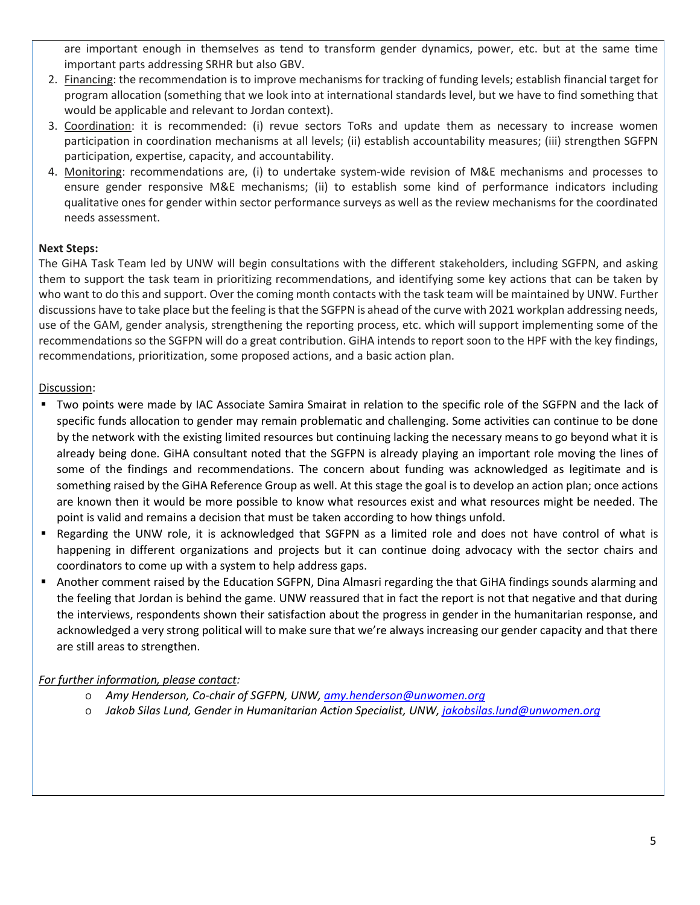are important enough in themselves as tend to transform gender dynamics, power, etc. but at the same time important parts addressing SRHR but also GBV.

2. Financing: the recommendation is to improve mechanisms for tracking of funding levels; establish financial target for program allocation (something that we look into at international standards level, but we have to find something that would be applicable and relevant to Jordan context).
3. Coordination: it is recommended: (i) revue sectors ToRs and update them as necessary to increase women participation in coordination mechanisms at all levels; (ii) establish accountability measures; (iii) strengthen SGFPN participation, expertise, capacity, and accountability.
4. Monitoring: recommendations are, (i) to undertake system-wide revision of M&E mechanisms and processes to ensure gender responsive M&E mechanisms; (ii) to establish some kind of performance indicators including qualitative ones for gender within sector performance surveys as well as the review mechanisms for the coordinated needs assessment.

**Next Steps:**

The GiHA Task Team led by UNW will begin consultations with the different stakeholders, including SGFPN, and asking them to support the task team in prioritizing recommendations, and identifying some key actions that can be taken by who want to do this and support. Over the coming month contacts with the task team will be maintained by UNW. Further discussions have to take place but the feeling is that the SGFPN is ahead of the curve with 2021 workplan addressing needs, use of the GAM, gender analysis, strengthening the reporting process, etc. which will support implementing some of the recommendations so the SGFPN will do a great contribution. GiHA intends to report soon to the HPF with the key findings, recommendations, prioritization, some proposed actions, and a basic action plan.

Discussion:

- Two points were made by IAC Associate Samira Smairat in relation to the specific role of the SGFPN and the lack of specific funds allocation to gender may remain problematic and challenging. Some activities can continue to be done by the network with the existing limited resources but continuing lacking the necessary means to go beyond what it is already being done. GiHA consultant noted that the SGFPN is already playing an important role moving the lines of some of the findings and recommendations. The concern about funding was acknowledged as legitimate and is something raised by the GiHA Reference Group as well. At this stage the goal is to develop an action plan; once actions are known then it would be more possible to know what resources exist and what resources might be needed. The point is valid and remains a decision that must be taken according to how things unfold.
- Regarding the UNW role, it is acknowledged that SGFPN as a limited role and does not have control of what is happening in different organizations and projects but it can continue doing advocacy with the sector chairs and coordinators to come up with a system to help address gaps.
- Another comment raised by the Education SGFPN, Dina Almasri regarding the that GiHA findings sounds alarming and the feeling that Jordan is behind the game. UNW reassured that in fact the report is not that negative and that during the interviews, respondents shown their satisfaction about the progress in gender in the humanitarian response, and acknowledged a very strong political will to make sure that we're always increasing our gender capacity and that there are still areas to strengthen.

*For further information, please contact:*

- *Amy Henderson, Co-chair of SGFPN, UNW, amy.henderson@unwomen.org*
- *Jakob Silas Lund, Gender in Humanitarian Action Specialist, UNW, jakobsilas.lund@unwomen.org*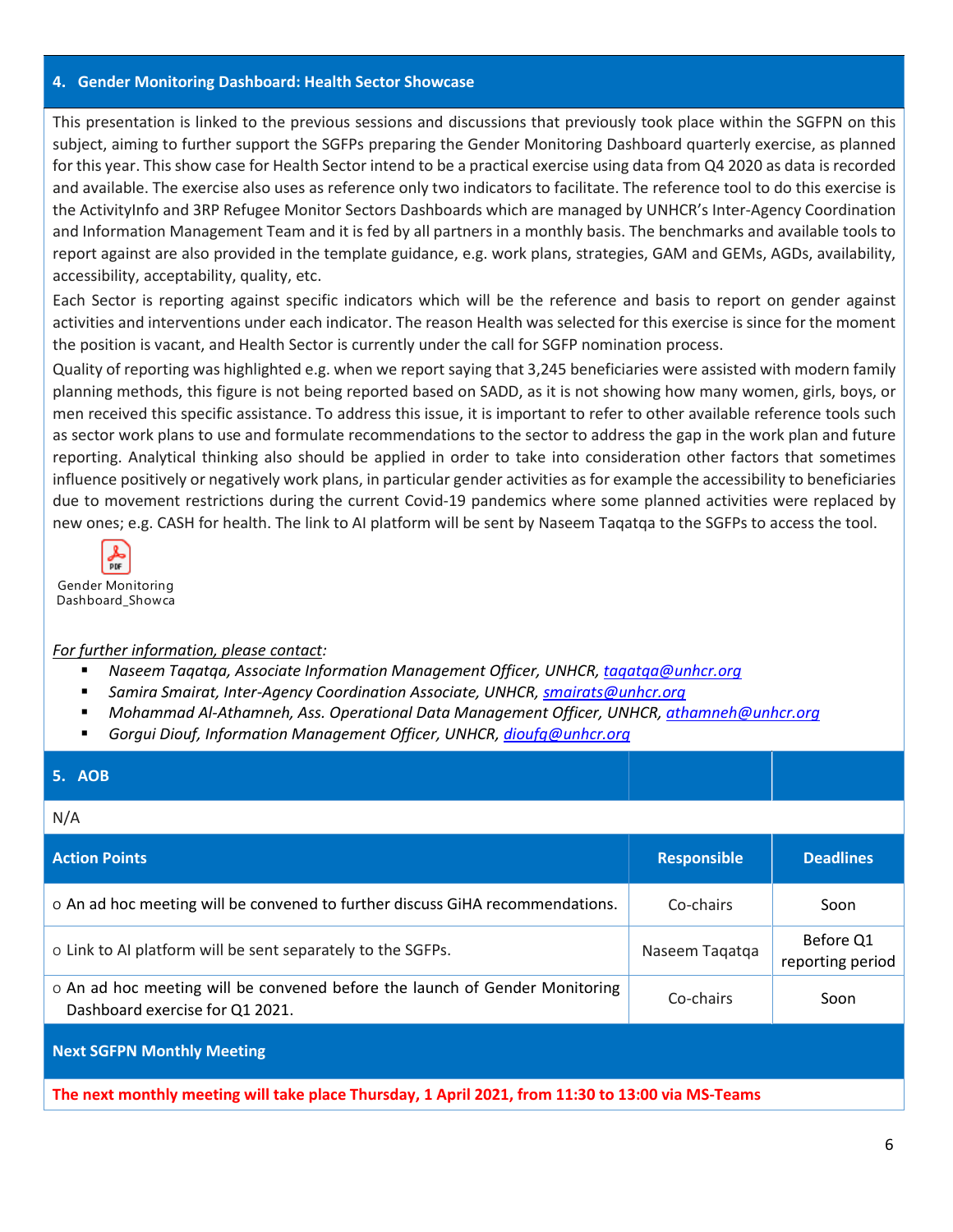## 4. Gender Monitoring Dashboard: Health Sector Showcase

This presentation is linked to the previous sessions and discussions that previously took place within the SGFPN on this subject, aiming to further support the SGFPs preparing the Gender Monitoring Dashboard quarterly exercise, as planned for this year. This show case for Health Sector intend to be a practical exercise using data from Q4 2020 as data is recorded and available. The exercise also uses as reference only two indicators to facilitate. The reference tool to do this exercise is the ActivityInfo and 3RP Refugee Monitor Sectors Dashboards which are managed by UNHCR's Inter-Agency Coordination and Information Management Team and it is fed by all partners in a monthly basis. The benchmarks and available tools to report against are also provided in the template guidance, e.g. work plans, strategies, GAM and GEMs, AGDs, availability, accessibility, acceptability, quality, etc.

Each Sector is reporting against specific indicators which will be the reference and basis to report on gender against activities and interventions under each indicator. The reason Health was selected for this exercise is since for the moment the position is vacant, and Health Sector is currently under the call for SGFP nomination process.

Quality of reporting was highlighted e.g. when we report saying that 3,245 beneficiaries were assisted with modern family planning methods, this figure is not being reported based on SADD, as it is not showing how many women, girls, boys, or men received this specific assistance. To address this issue, it is important to refer to other available reference tools such as sector work plans to use and formulate recommendations to the sector to address the gap in the work plan and future reporting. Analytical thinking also should be applied in order to take into consideration other factors that sometimes influence positively or negatively work plans, in particular gender activities as for example the accessibility to beneficiaries due to movement restrictions during the current Covid-19 pandemics where some planned activities were replaced by new ones; e.g. CASH for health. The link to AI platform will be sent by Naseem Taqatqa to the SGFPs to access the tool.

Gender Monitoring Dashboard_Showca

*For further information, please contact:*

- *Naseem Taqatqa, Associate Information Management Officer, UNHCR, taqatqa@unhcr.org*
- *Samira Smairat, Inter-Agency Coordination Associate, UNHCR, smairats@unhcr.org*
- *Mohammad Al-Athamneh, Ass. Operational Data Management Officer, UNHCR, athamneh@unhcr.org*
- *Gorgui Diouf, Information Management Officer, UNHCR, dioufg@unhcr.org*

## 5. AOB

N/A

| Action Points | Responsible | Deadlines |
|---|---|---|
| o An ad hoc meeting will be convened to further discuss GiHA recommendations. | Co-chairs | Soon |
| o Link to AI platform will be sent separately to the SGFPs. | Naseem Taqatqa | Before Q1 reporting period |
| o An ad hoc meeting will be convened before the launch of Gender Monitoring Dashboard exercise for Q1 2021. | Co-chairs | Soon |

## Next SGFPN Monthly Meeting

**The next monthly meeting will take place Thursday, 1 April 2021, from 11:30 to 13:00 via MS-Teams**